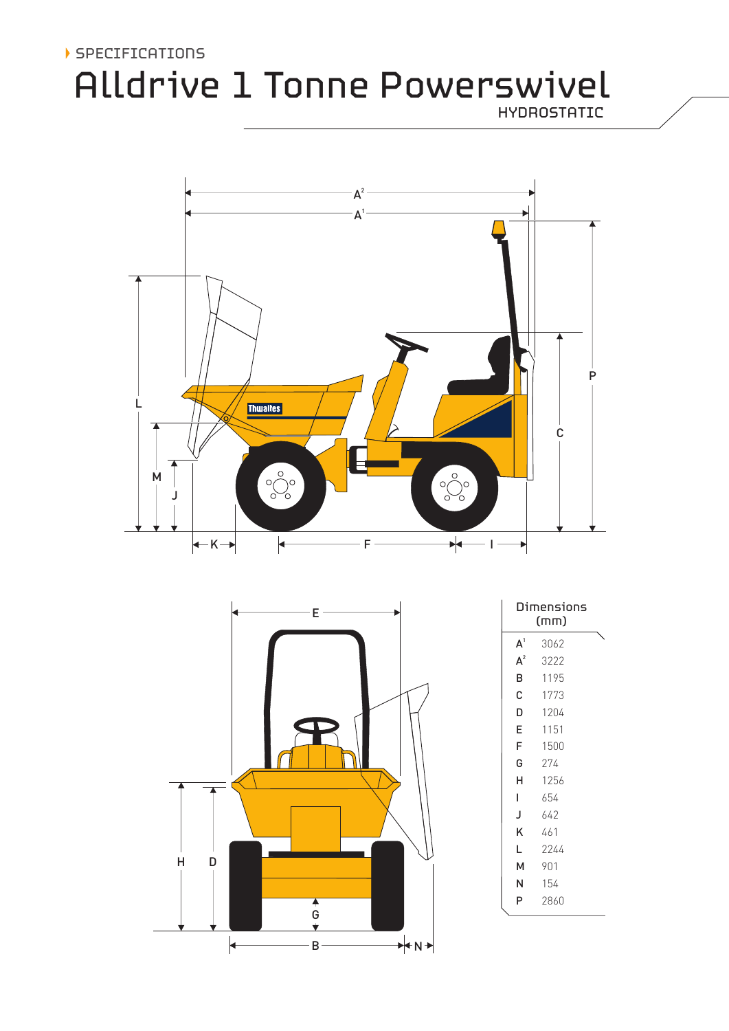SPECIFICATIONS

# Alldrive 1 Tonne Powerswivel

HYDROSTATIC

| Dimensions (mm) | |
|---|---|
| $A^1$ | 3062 |
| $A^2$ | 3222 |
| B | 1195 |
| C | 1773 |
| D | 1204 |
| E | 1151 |
| F | 1500 |
| G | 274 |
| H | 1256 |
| I | 654 |
| J | 642 |
| K | 461 |
| L | 2244 |
| M | 901 |
| N | 154 |
| P | 2860 |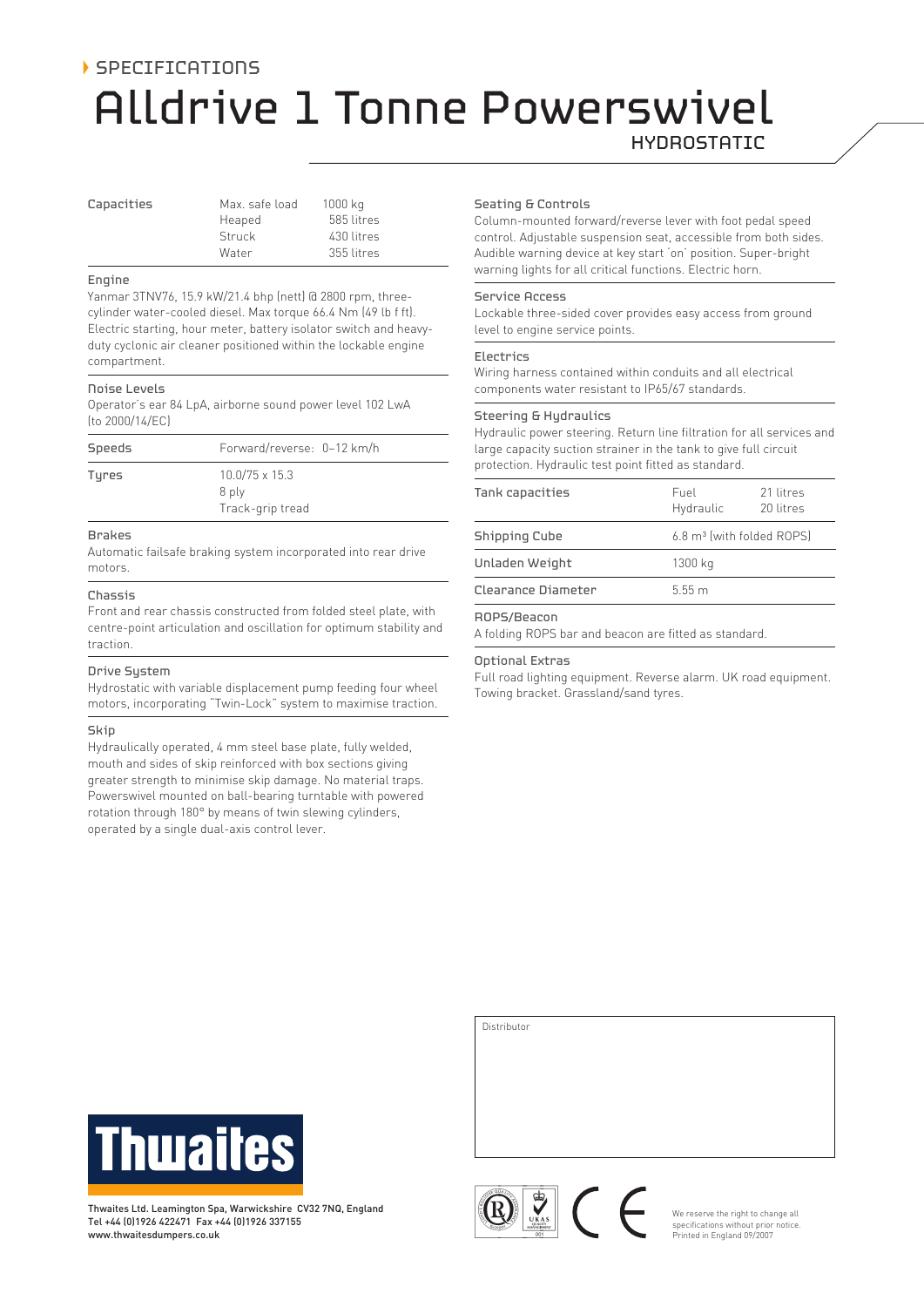SPECIFICATIONS

# Alldrive 1 Tonne Powerswivel

## HYDROSTATIC

| | | |
|---|---|---|
| Capacities | Max. safe load | 1000 kg |
| | Heaped | 585 litres |
| | Struck | 430 litres |
| | Water | 355 litres |

### Engine

Yanmar 3TNV76, 15.9 kW/21.4 bhp (nett) @ 2800 rpm, three-cylinder water-cooled diesel. Max torque 66.4 Nm (49 lb f ft). Electric starting, hour meter, battery isolator switch and heavy-duty cyclonic air cleaner positioned within the lockable engine compartment.

### Noise Levels

Operator's ear 84 LpA, airborne sound power level 102 LwA (to 2000/14/EC)

| | |
|---|---|
| Speeds | Forward/reverse: 0–12 km/h |
| Tyres | 10.0/75 x 15.3<br>8 ply<br>Track-grip tread |

### Brakes

Automatic failsafe braking system incorporated into rear drive motors.

### Chassis

Front and rear chassis constructed from folded steel plate, with centre-point articulation and oscillation for optimum stability and traction.

### Drive System

Hydrostatic with variable displacement pump feeding four wheel motors, incorporating "Twin-Lock" system to maximise traction.

### Skip

Hydraulically operated, 4 mm steel base plate, fully welded, mouth and sides of skip reinforced with box sections giving greater strength to minimise skip damage. No material traps. Powerswivel mounted on ball-bearing turntable with powered rotation through 180° by means of twin slewing cylinders, operated by a single dual-axis control lever.

### Seating & Controls

Column-mounted forward/reverse lever with foot pedal speed control. Adjustable suspension seat, accessible from both sides. Audible warning device at key start 'on' position. Super-bright warning lights for all critical functions. Electric horn.

### Service Access

Lockable three-sided cover provides easy access from ground level to engine service points.

### Electrics

Wiring harness contained within conduits and all electrical components water resistant to IP65/67 standards.

### Steering & Hydraulics

Hydraulic power steering. Return line filtration for all services and large capacity suction strainer in the tank to give full circuit protection. Hydraulic test point fitted as standard.

| | | |
|---|---|---|
| Tank capacities | Fuel | 21 litres |
| | Hydraulic | 20 litres |
| Shipping Cube | 6.8 m³ (with folded ROPS) | |
| Unladen Weight | 1300 kg | |
| Clearance Diameter | 5.55 m | |

### ROPS/Beacon

A folding ROPS bar and beacon are fitted as standard.

### Optional Extras

Full road lighting equipment. Reverse alarm. UK road equipment. Towing bracket. Grassland/sand tyres.

Distributor

Thwaites

Thwaites Ltd. Leamington Spa, Warwickshire CV32 7NQ, England
Tel +44 (0)1926 422471 Fax +44 (0)1926 337155
www.thwaitesdumpers.co.uk

We reserve the right to change all specifications without prior notice.
Printed in England 09/2007